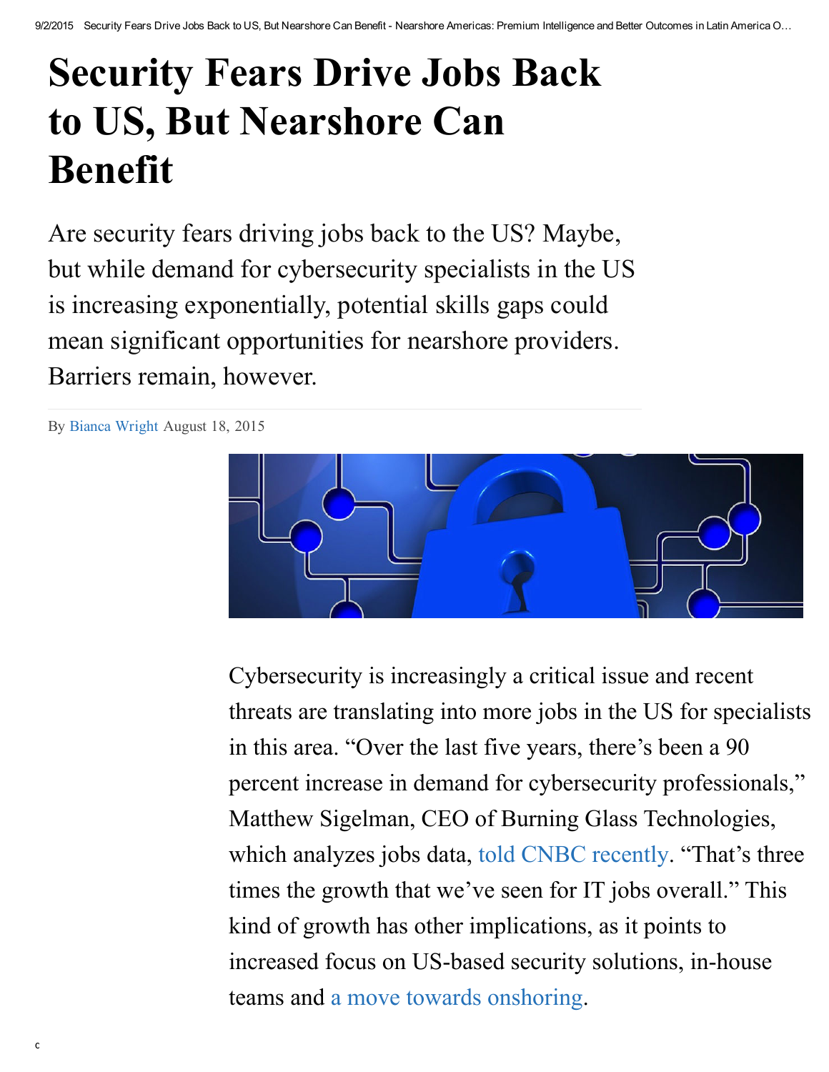# Security Fears Drive Jobs Back to US, But Nearshore Can Benefit

Are security fears driving jobs back to the US? Maybe, but while demand for cybersecurity specialists in the US is increasing exponentially, potential skills gaps could mean significant opportunities for nearshore providers. Barriers remain, however.

By Bianca Wright August 18, 2015

Cybersecurity is increasingly a critical issue and recent threats are translating into more jobs in the US for specialists in this area. "Over the last five years, there's been a 90 percent increase in demand for cybersecurity professionals," Matthew Sigelman, CEO of Burning Glass Technologies, which analyzes jobs data, told CNBC recently. "That's three times the growth that we've seen for IT jobs overall." This kind of growth has other implications, as it points to increased focus on US-based security solutions, in-house teams and a move towards onshoring.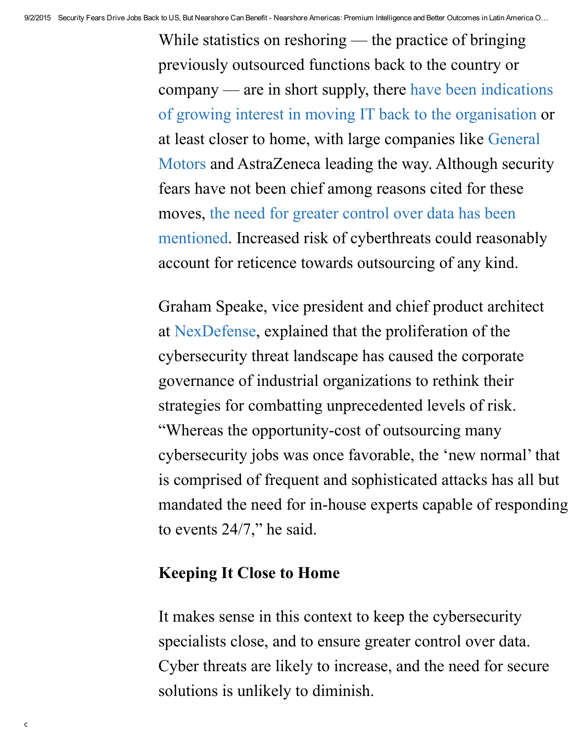While statistics on reshoring — the practice of bringing previously outsourced functions back to the country or company — are in short supply, there have been indications of growing interest in moving IT back to the organisation or at least closer to home, with large companies like General Motors and AstraZeneca leading the way. Although security fears have not been chief among reasons cited for these moves, the need for greater control over data has been mentioned. Increased risk of cyberthreats could reasonably account for reticence towards outsourcing of any kind.

Graham Speake, vice president and chief product architect at NexDefense, explained that the proliferation of the cybersecurity threat landscape has caused the corporate governance of industrial organizations to rethink their strategies for combatting unprecedented levels of risk. "Whereas the opportunity-cost of outsourcing many cybersecurity jobs was once favorable, the 'new normal' that is comprised of frequent and sophisticated attacks has all but mandated the need for in-house experts capable of responding to events 24/7," he said.

### Keeping It Close to Home

It makes sense in this context to keep the cybersecurity specialists close, and to ensure greater control over data. Cyber threats are likely to increase, and the need for secure solutions is unlikely to diminish.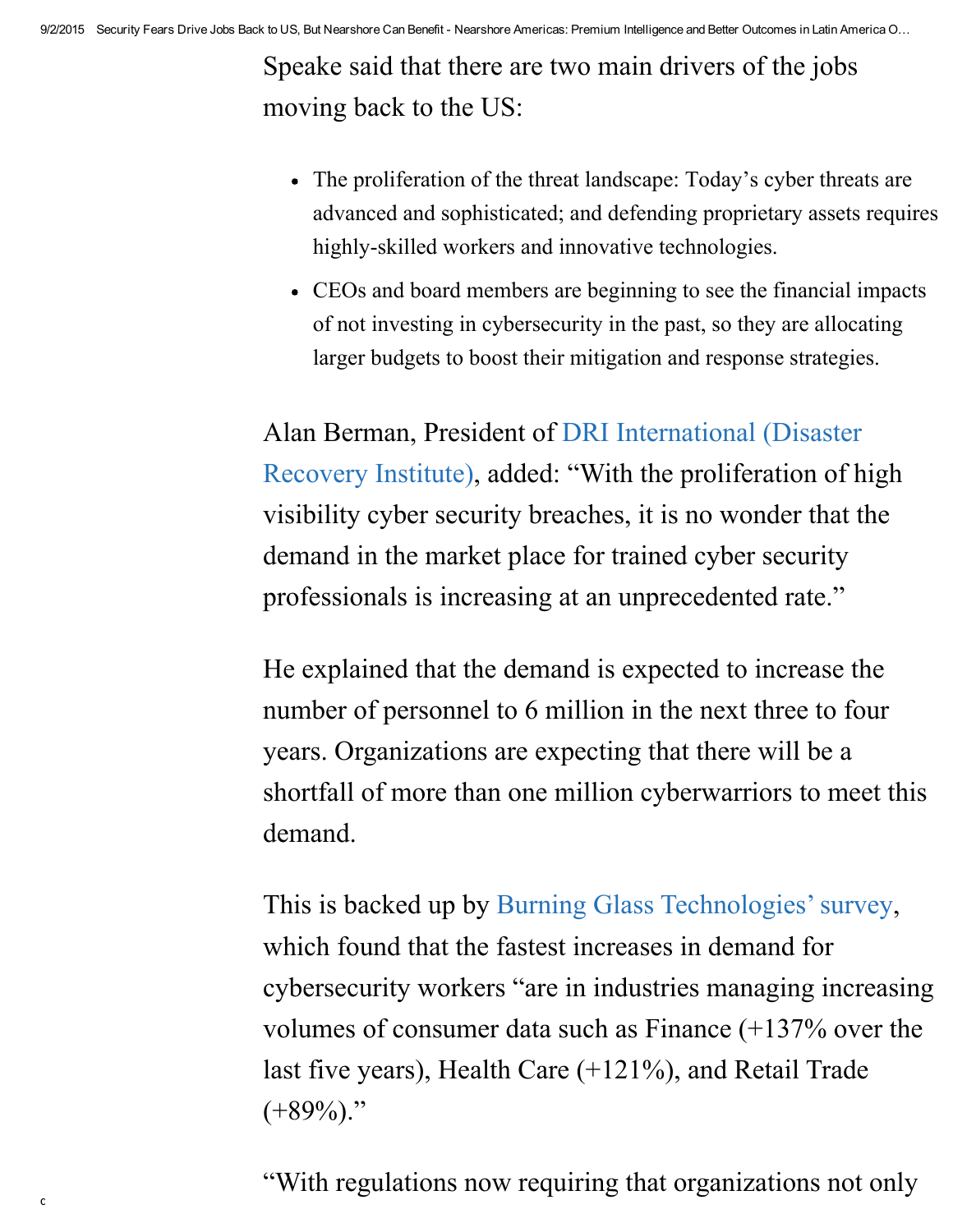Speake said that there are two main drivers of the jobs moving back to the US:

- The proliferation of the threat landscape: Today's cyber threats are advanced and sophisticated; and defending proprietary assets requires highly-skilled workers and innovative technologies.
- CEOs and board members are beginning to see the financial impacts of not investing in cybersecurity in the past, so they are allocating larger budgets to boost their mitigation and response strategies.

Alan Berman, President of DRI International (Disaster Recovery Institute), added: "With the proliferation of high visibility cyber security breaches, it is no wonder that the demand in the market place for trained cyber security professionals is increasing at an unprecedented rate."

He explained that the demand is expected to increase the number of personnel to 6 million in the next three to four years. Organizations are expecting that there will be a shortfall of more than one million cyberwarriors to meet this demand.

This is backed up by Burning Glass Technologies' survey, which found that the fastest increases in demand for cybersecurity workers "are in industries managing increasing volumes of consumer data such as Finance (+137% over the last five years), Health Care (+121%), and Retail Trade (+89%)."

"With regulations now requiring that organizations not only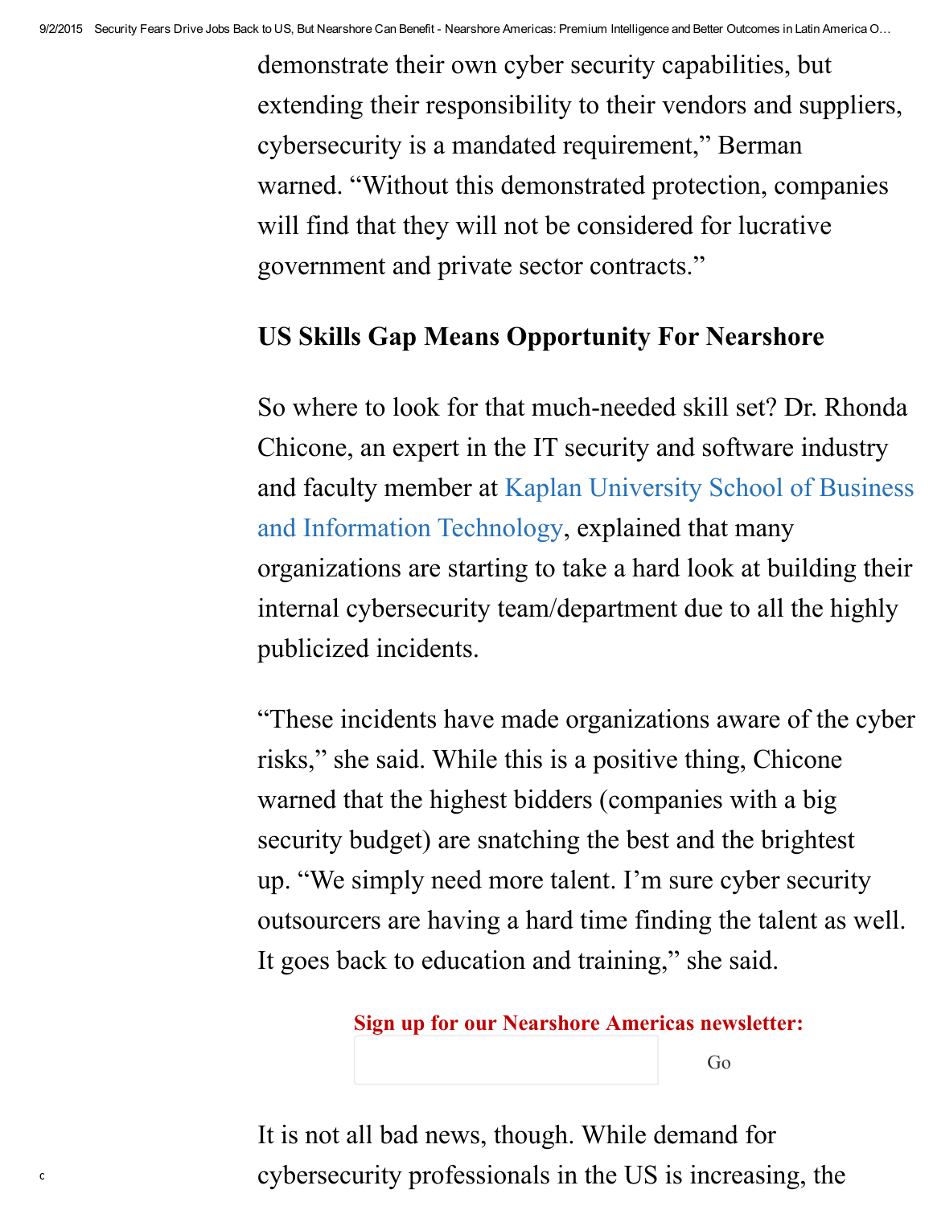demonstrate their own cyber security capabilities, but extending their responsibility to their vendors and suppliers, cybersecurity is a mandated requirement," Berman warned. "Without this demonstrated protection, companies will find that they will not be considered for lucrative government and private sector contracts."

### US Skills Gap Means Opportunity For Nearshore

So where to look for that much-needed skill set? Dr. Rhonda Chicone, an expert in the IT security and software industry and faculty member at Kaplan University School of Business and Information Technology, explained that many organizations are starting to take a hard look at building their internal cybersecurity team/department due to all the highly publicized incidents.

"These incidents have made organizations aware of the cyber risks," she said. While this is a positive thing, Chicone warned that the highest bidders (companies with a big security budget) are snatching the best and the brightest up. "We simply need more talent. I'm sure cyber security outsourcers are having a hard time finding the talent as well. It goes back to education and training," she said.

**Sign up for our Nearshore Americas newsletter:**

Go

It is not all bad news, though. While demand for cybersecurity professionals in the US is increasing, the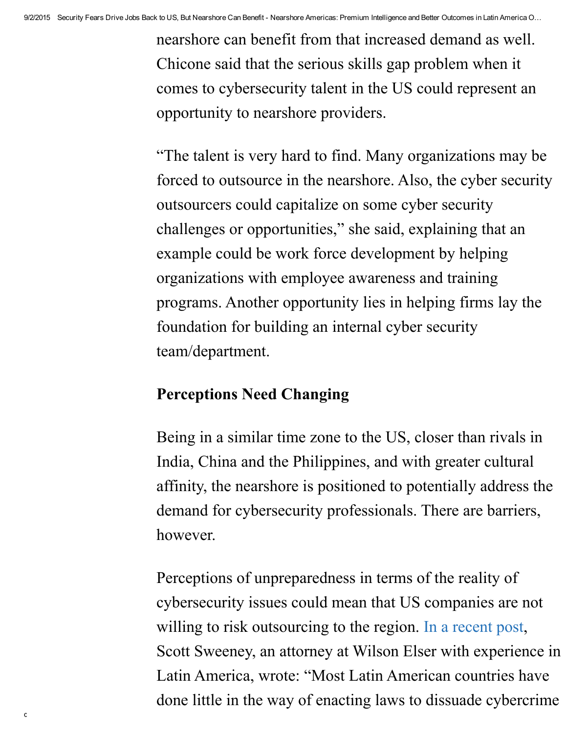nearshore can benefit from that increased demand as well. Chicone said that the serious skills gap problem when it comes to cybersecurity talent in the US could represent an opportunity to nearshore providers.

"The talent is very hard to find. Many organizations may be forced to outsource in the nearshore. Also, the cyber security outsourcers could capitalize on some cyber security challenges or opportunities," she said, explaining that an example could be work force development by helping organizations with employee awareness and training programs. Another opportunity lies in helping firms lay the foundation for building an internal cyber security team/department.

## Perceptions Need Changing

Being in a similar time zone to the US, closer than rivals in India, China and the Philippines, and with greater cultural affinity, the nearshore is positioned to potentially address the demand for cybersecurity professionals. There are barriers, however.

Perceptions of unpreparedness in terms of the reality of cybersecurity issues could mean that US companies are not willing to risk outsourcing to the region. In a recent post, Scott Sweeney, an attorney at Wilson Elser with experience in Latin America, wrote: "Most Latin American countries have done little in the way of enacting laws to dissuade cybercrime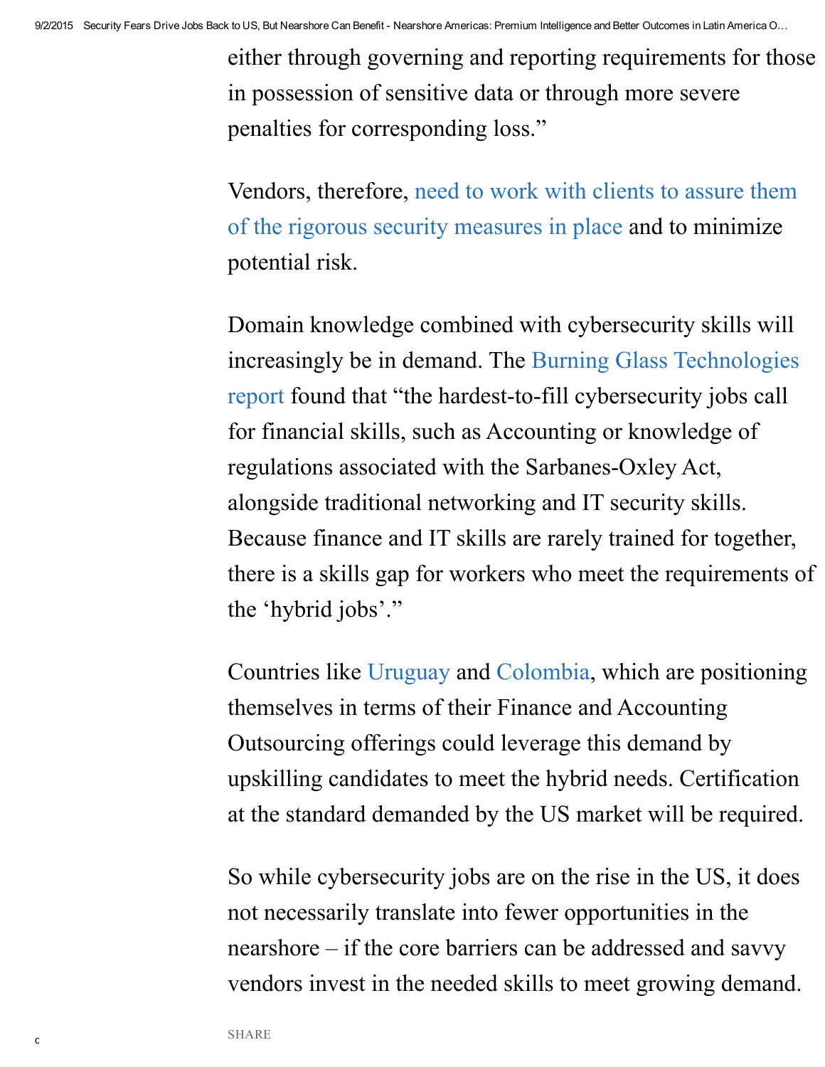either through governing and reporting requirements for those in possession of sensitive data or through more severe penalties for corresponding loss."

Vendors, therefore, need to work with clients to assure them of the rigorous security measures in place and to minimize potential risk.

Domain knowledge combined with cybersecurity skills will increasingly be in demand. The Burning Glass Technologies report found that "the hardest-to-fill cybersecurity jobs call for financial skills, such as Accounting or knowledge of regulations associated with the Sarbanes-Oxley Act, alongside traditional networking and IT security skills. Because finance and IT skills are rarely trained for together, there is a skills gap for workers who meet the requirements of the 'hybrid jobs'."

Countries like Uruguay and Colombia, which are positioning themselves in terms of their Finance and Accounting Outsourcing offerings could leverage this demand by upskilling candidates to meet the hybrid needs. Certification at the standard demanded by the US market will be required.

So while cybersecurity jobs are on the rise in the US, it does not necessarily translate into fewer opportunities in the nearshore – if the core barriers can be addressed and savvy vendors invest in the needed skills to meet growing demand.

SHARE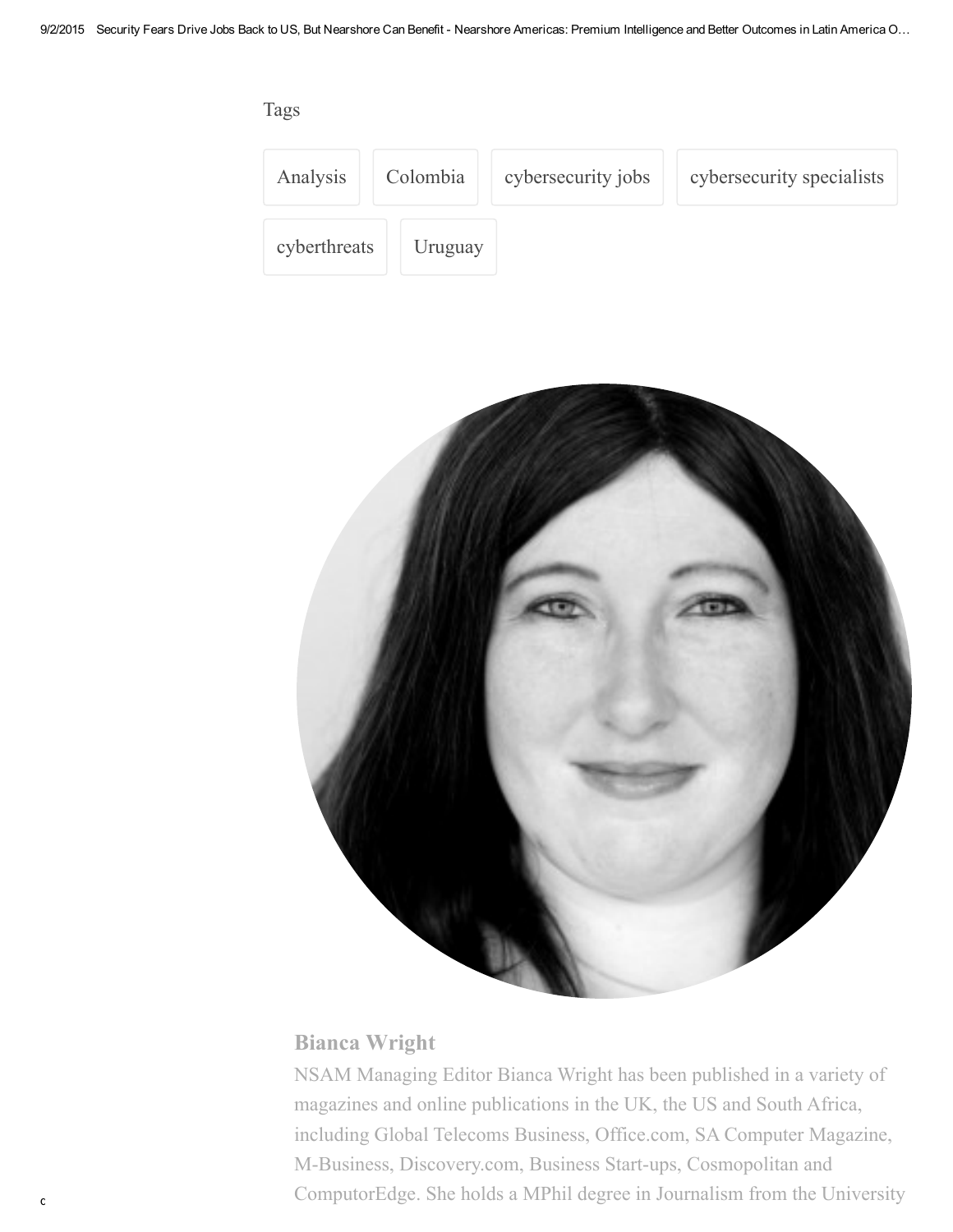Tags

Analysis | Colombia | cybersecurity jobs | cybersecurity specialists | cyberthreats | Uruguay

**Bianca Wright**

NSAM Managing Editor Bianca Wright has been published in a variety of magazines and online publications in the UK, the US and South Africa, including Global Telecoms Business, Office.com, SA Computer Magazine, M-Business, Discovery.com, Business Start-ups, Cosmopolitan and ComputorEdge. She holds a MPhil degree in Journalism from the University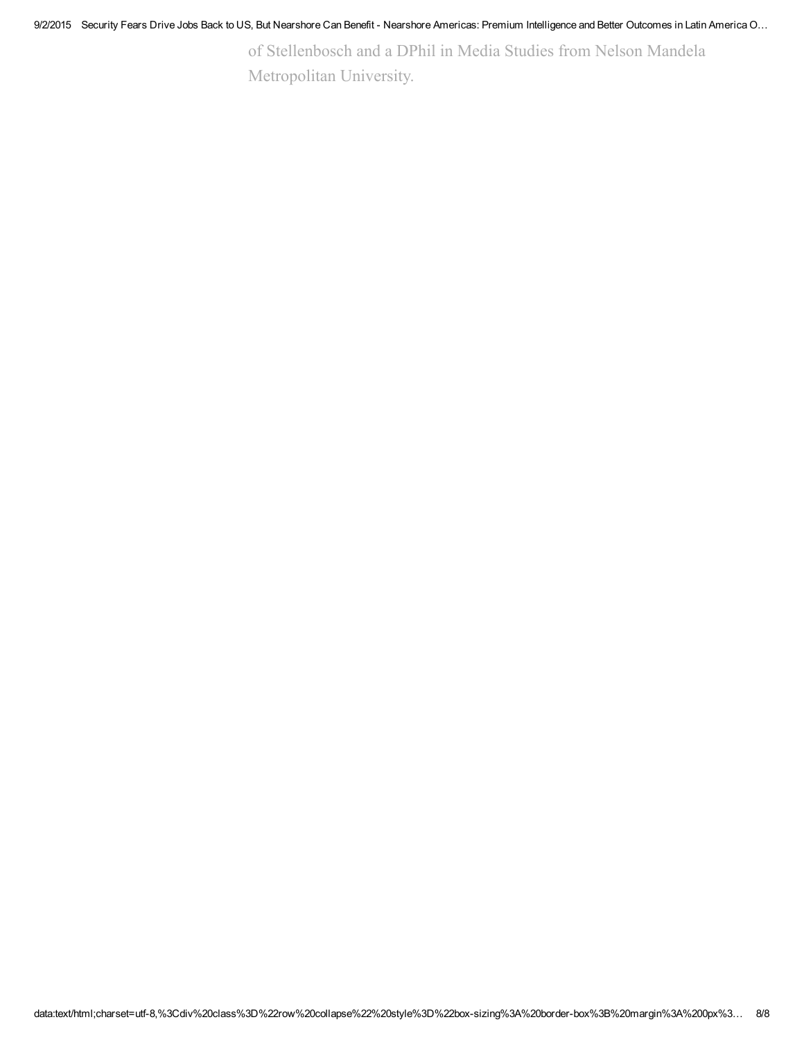of Stellenbosch and a DPhil in Media Studies from Nelson Mandela Metropolitan University.